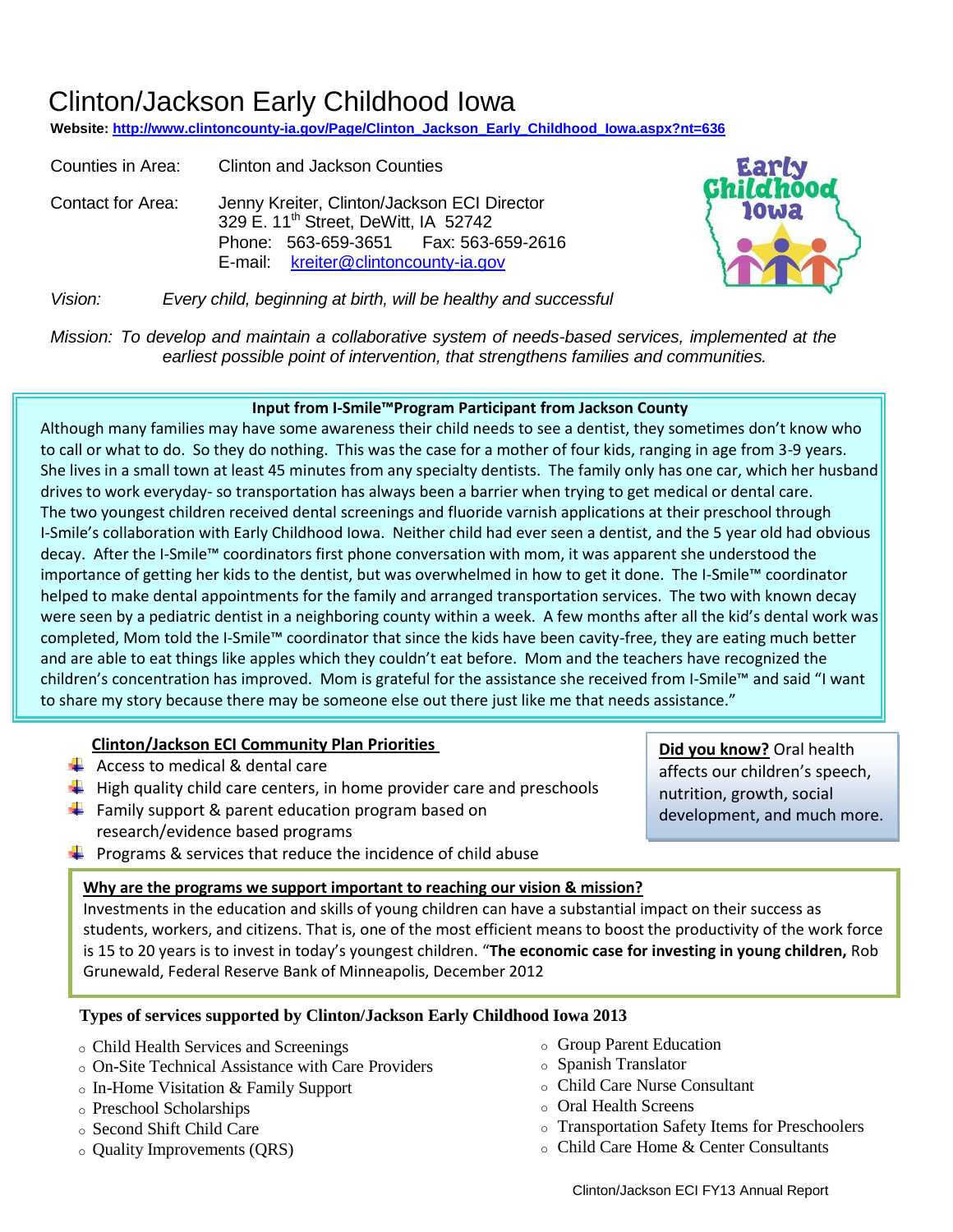# Clinton/Jackson Early Childhood Iowa

**Website: http://www.clintoncounty-ia.gov/Page/Clinton_Jackson_Early_Childhood_Iowa.aspx?nt=636**

Counties in Area: Clinton and Jackson Counties

Contact for Area: Jenny Kreiter, Clinton/Jackson ECI Director
329 E. 11th Street, DeWitt, IA 52742
Phone: 563-659-3651 Fax: 563-659-2616
E-mail: kreiter@clintoncounty-ia.gov

*Vision: Every child, beginning at birth, will be healthy and successful*

*Mission: To develop and maintain a collaborative system of needs-based services, implemented at the earliest possible point of intervention, that strengthens families and communities.*

**Input from I-Smile™Program Participant from Jackson County**

Although many families may have some awareness their child needs to see a dentist, they sometimes don't know who to call or what to do. So they do nothing. This was the case for a mother of four kids, ranging in age from 3-9 years. She lives in a small town at least 45 minutes from any specialty dentists. The family only has one car, which her husband drives to work everyday- so transportation has always been a barrier when trying to get medical or dental care. The two youngest children received dental screenings and fluoride varnish applications at their preschool through I-Smile's collaboration with Early Childhood Iowa. Neither child had ever seen a dentist, and the 5 year old had obvious decay. After the I-Smile™ coordinators first phone conversation with mom, it was apparent she understood the importance of getting her kids to the dentist, but was overwhelmed in how to get it done. The I-Smile™ coordinator helped to make dental appointments for the family and arranged transportation services. The two with known decay were seen by a pediatric dentist in a neighboring county within a week. A few months after all the kid's dental work was completed, Mom told the I-Smile™ coordinator that since the kids have been cavity-free, they are eating much better and are able to eat things like apples which they couldn't eat before. Mom and the teachers have recognized the children's concentration has improved. Mom is grateful for the assistance she received from I-Smile™ and said "I want to share my story because there may be someone else out there just like me that needs assistance."

**Clinton/Jackson ECI Community Plan Priorities**

- Access to medical & dental care
- High quality child care centers, in home provider care and preschools
- Family support & parent education program based on research/evidence based programs
- Programs & services that reduce the incidence of child abuse

**Did you know?** Oral health affects our children's speech, nutrition, growth, social development, and much more.

**Why are the programs we support important to reaching our vision & mission?**

Investments in the education and skills of young children can have a substantial impact on their success as students, workers, and citizens. That is, one of the most efficient means to boost the productivity of the work force is 15 to 20 years is to invest in today's youngest children. "**The economic case for investing in young children,** Rob Grunewald, Federal Reserve Bank of Minneapolis, December 2012

**Types of services supported by Clinton/Jackson Early Childhood Iowa 2013**

- Child Health Services and Screenings
- On-Site Technical Assistance with Care Providers
- In-Home Visitation & Family Support
- Preschool Scholarships
- Second Shift Child Care
- Quality Improvements (QRS)
- Group Parent Education
- Spanish Translator
- Child Care Nurse Consultant
- Oral Health Screens
- Transportation Safety Items for Preschoolers
- Child Care Home & Center Consultants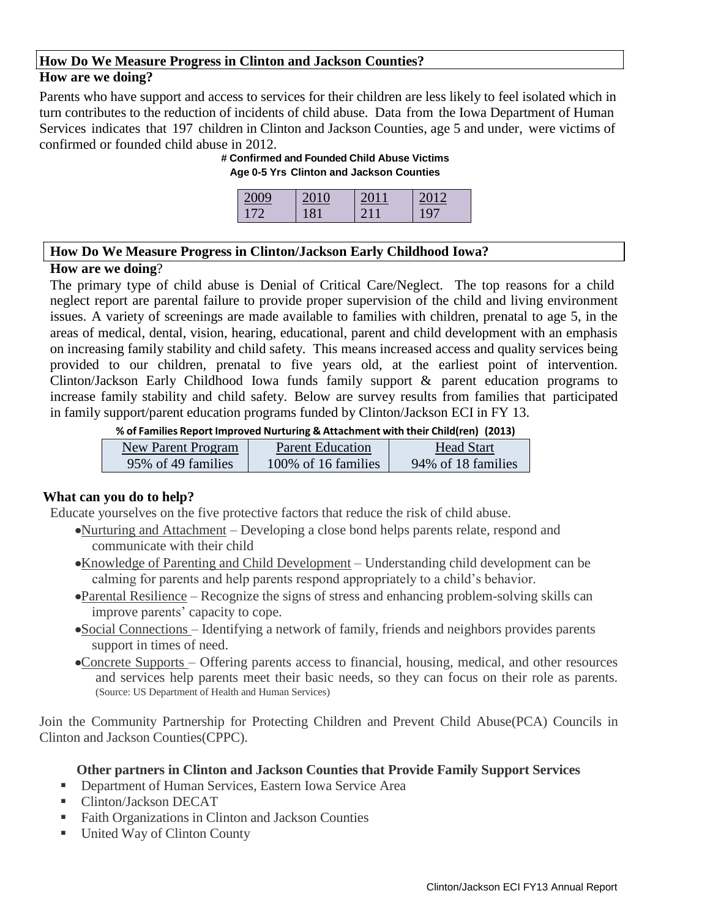## How Do We Measure Progress in Clinton and Jackson Counties?

**How are we doing?**

Parents who have support and access to services for their children are less likely to feel isolated which in turn contributes to the reduction of incidents of child abuse. Data from the Iowa Department of Human Services indicates that 197 children in Clinton and Jackson Counties, age 5 and under, were victims of confirmed or founded child abuse in 2012.

**# Confirmed and Founded Child Abuse Victims Age 0-5 Yrs Clinton and Jackson Counties**

| 2009 | 2010 | 2011 | 2012 |
|---|---|---|---|
| 172 | 181 | 211 | 197 |

## How Do We Measure Progress in Clinton/Jackson Early Childhood Iowa?

**How are we doing**?

The primary type of child abuse is Denial of Critical Care/Neglect. The top reasons for a child neglect report are parental failure to provide proper supervision of the child and living environment issues. A variety of screenings are made available to families with children, prenatal to age 5, in the areas of medical, dental, vision, hearing, educational, parent and child development with an emphasis on increasing family stability and child safety. This means increased access and quality services being provided to our children, prenatal to five years old, at the earliest point of intervention. Clinton/Jackson Early Childhood Iowa funds family support & parent education programs to increase family stability and child safety. Below are survey results from families that participated in family support/parent education programs funded by Clinton/Jackson ECI in FY 13.

**% of Families Report Improved Nurturing & Attachment with their Child(ren) (2013)**

| New Parent Program | Parent Education | Head Start |
|---|---|---|
| 95% of 49 families | 100% of 16 families | 94% of 18 families |

### What can you do to help?

Educate yourselves on the five protective factors that reduce the risk of child abuse.

- Nurturing and Attachment – Developing a close bond helps parents relate, respond and communicate with their child
- Knowledge of Parenting and Child Development – Understanding child development can be calming for parents and help parents respond appropriately to a child's behavior.
- Parental Resilience – Recognize the signs of stress and enhancing problem-solving skills can improve parents' capacity to cope.
- Social Connections – Identifying a network of family, friends and neighbors provides parents support in times of need.
- Concrete Supports – Offering parents access to financial, housing, medical, and other resources and services help parents meet their basic needs, so they can focus on their role as parents. (Source: US Department of Health and Human Services)

Join the Community Partnership for Protecting Children and Prevent Child Abuse(PCA) Councils in Clinton and Jackson Counties(CPPC).

**Other partners in Clinton and Jackson Counties that Provide Family Support Services**

- Department of Human Services, Eastern Iowa Service Area
- Clinton/Jackson DECAT
- Faith Organizations in Clinton and Jackson Counties
- United Way of Clinton County